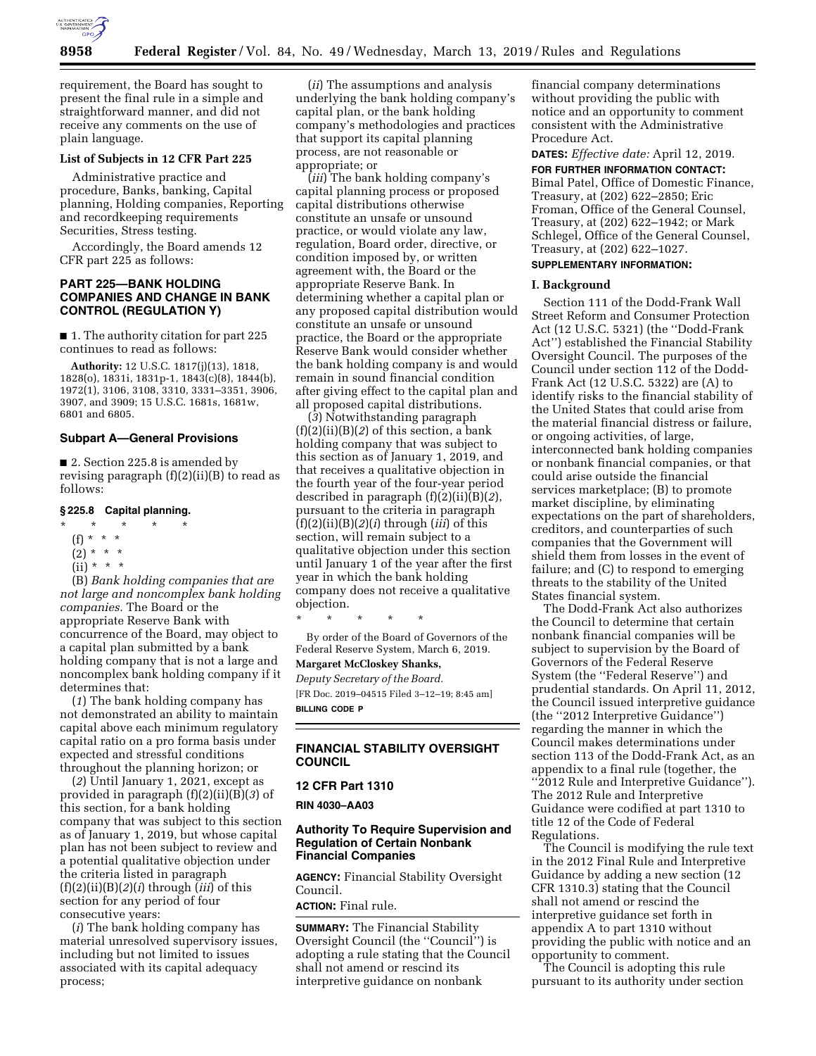requirement, the Board has sought to present the final rule in a simple and straightforward manner, and did not receive any comments on the use of plain language.

**List of Subjects in 12 CFR Part 225**

Administrative practice and procedure, Banks, banking, Capital planning, Holding companies, Reporting and recordkeeping requirements Securities, Stress testing.

Accordingly, the Board amends 12 CFR part 225 as follows:

## PART 225—BANK HOLDING COMPANIES AND CHANGE IN BANK CONTROL (REGULATION Y)

■ 1. The authority citation for part 225 continues to read as follows:

**Authority:** 12 U.S.C. 1817(j)(13), 1818, 1828(o), 1831i, 1831p-1, 1843(c)(8), 1844(b), 1972(1), 3106, 3108, 3310, 3331–3351, 3906, 3907, and 3909; 15 U.S.C. 1681s, 1681w, 6801 and 6805.

### Subpart A—General Provisions

■ 2. Section 225.8 is amended by revising paragraph (f)(2)(ii)(B) to read as follows:

#### § 225.8 Capital planning.

\* \* \* \* \*

(f) \* \* \*

(2) \* \* \*

(ii) \* \* \*

(B) *Bank holding companies that are not large and noncomplex bank holding companies.* The Board or the appropriate Reserve Bank with concurrence of the Board, may object to a capital plan submitted by a bank holding company that is not a large and noncomplex bank holding company if it determines that:

(*1*) The bank holding company has not demonstrated an ability to maintain capital above each minimum regulatory capital ratio on a pro forma basis under expected and stressful conditions throughout the planning horizon; or

(*2*) Until January 1, 2021, except as provided in paragraph (f)(2)(ii)(B)(*3*) of this section, for a bank holding company that was subject to this section as of January 1, 2019, but whose capital plan has not been subject to review and a potential qualitative objection under the criteria listed in paragraph (f)(2)(ii)(B)(*2*)(*i*) through (*iii*) of this section for any period of four consecutive years:

(*i*) The bank holding company has material unresolved supervisory issues, including but not limited to issues associated with its capital adequacy process;

(*ii*) The assumptions and analysis underlying the bank holding company's capital plan, or the bank holding company's methodologies and practices that support its capital planning process, are not reasonable or appropriate; or

(*iii*) The bank holding company's capital planning process or proposed capital distributions otherwise constitute an unsafe or unsound practice, or would violate any law, regulation, Board order, directive, or condition imposed by, or written agreement with, the Board or the appropriate Reserve Bank. In determining whether a capital plan or any proposed capital distribution would constitute an unsafe or unsound practice, the Board or the appropriate Reserve Bank would consider whether the bank holding company is and would remain in sound financial condition after giving effect to the capital plan and all proposed capital distributions.

(*3*) Notwithstanding paragraph (f)(2)(ii)(B)(*2*) of this section, a bank holding company that was subject to this section as of January 1, 2019, and that receives a qualitative objection in the fourth year of the four-year period described in paragraph (f)(2)(ii)(B)(*2*), pursuant to the criteria in paragraph (f)(2)(ii)(B)(*2*)(*i*) through (*iii*) of this section, will remain subject to a qualitative objection under this section until January 1 of the year after the first year in which the bank holding company does not receive a qualitative objection.

\* \* \* \* \*

By order of the Board of Governors of the Federal Reserve System, March 6, 2019.

**Margaret McCloskey Shanks,**

*Deputy Secretary of the Board.*

[FR Doc. 2019–04515 Filed 3–12–19; 8:45 am]

**BILLING CODE P**

## FINANCIAL STABILITY OVERSIGHT COUNCIL

### 12 CFR Part 1310

**RIN 4030–AA03**

### Authority To Require Supervision and Regulation of Certain Nonbank Financial Companies

**AGENCY:** Financial Stability Oversight Council.

**ACTION:** Final rule.

**SUMMARY:** The Financial Stability Oversight Council (the ''Council'') is adopting a rule stating that the Council shall not amend or rescind its interpretive guidance on nonbank financial company determinations without providing the public with notice and an opportunity to comment consistent with the Administrative Procedure Act.

**DATES:** *Effective date:* April 12, 2019.

**FOR FURTHER INFORMATION CONTACT:** Bimal Patel, Office of Domestic Finance, Treasury, at (202) 622–2850; Eric Froman, Office of the General Counsel, Treasury, at (202) 622–1942; or Mark Schlegel, Office of the General Counsel, Treasury, at (202) 622–1027.

**SUPPLEMENTARY INFORMATION:**

### I. Background

Section 111 of the Dodd-Frank Wall Street Reform and Consumer Protection Act (12 U.S.C. 5321) (the ''Dodd-Frank Act'') established the Financial Stability Oversight Council. The purposes of the Council under section 112 of the Dodd-Frank Act (12 U.S.C. 5322) are (A) to identify risks to the financial stability of the United States that could arise from the material financial distress or failure, or ongoing activities, of large, interconnected bank holding companies or nonbank financial companies, or that could arise outside the financial services marketplace; (B) to promote market discipline, by eliminating expectations on the part of shareholders, creditors, and counterparties of such companies that the Government will shield them from losses in the event of failure; and (C) to respond to emerging threats to the stability of the United States financial system.

The Dodd-Frank Act also authorizes the Council to determine that certain nonbank financial companies will be subject to supervision by the Board of Governors of the Federal Reserve System (the ''Federal Reserve'') and prudential standards. On April 11, 2012, the Council issued interpretive guidance (the ''2012 Interpretive Guidance'') regarding the manner in which the Council makes determinations under section 113 of the Dodd-Frank Act, as an appendix to a final rule (together, the ''2012 Rule and Interpretive Guidance''). The 2012 Rule and Interpretive Guidance were codified at part 1310 to title 12 of the Code of Federal Regulations.

The Council is modifying the rule text in the 2012 Final Rule and Interpretive Guidance by adding a new section (12 CFR 1310.3) stating that the Council shall not amend or rescind the interpretive guidance set forth in appendix A to part 1310 without providing the public with notice and an opportunity to comment.

The Council is adopting this rule pursuant to its authority under section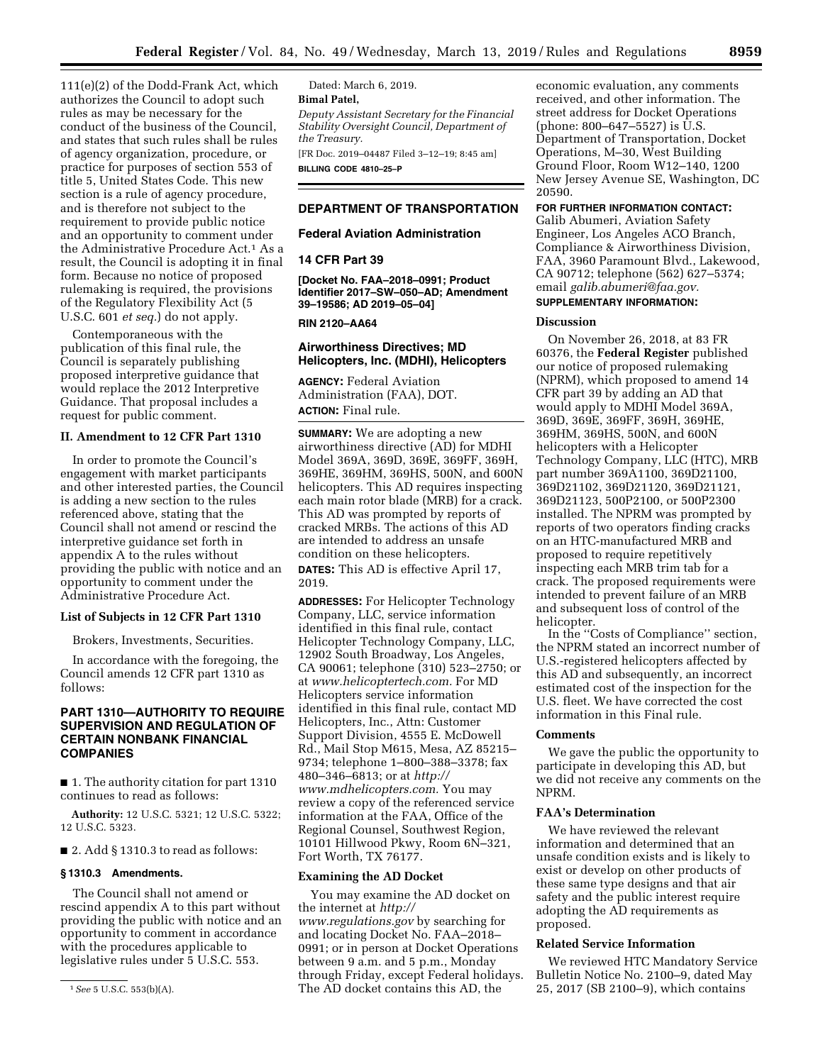111(e)(2) of the Dodd-Frank Act, which authorizes the Council to adopt such rules as may be necessary for the conduct of the business of the Council, and states that such rules shall be rules of agency organization, procedure, or practice for purposes of section 553 of title 5, United States Code. This new section is a rule of agency procedure, and is therefore not subject to the requirement to provide public notice and an opportunity to comment under the Administrative Procedure Act.[1] As a result, the Council is adopting it in final form. Because no notice of proposed rulemaking is required, the provisions of the Regulatory Flexibility Act (5 U.S.C. 601 *et seq.*) do not apply.

Contemporaneous with the publication of this final rule, the Council is separately publishing proposed interpretive guidance that would replace the 2012 Interpretive Guidance. That proposal includes a request for public comment.

## II. Amendment to 12 CFR Part 1310

In order to promote the Council's engagement with market participants and other interested parties, the Council is adding a new section to the rules referenced above, stating that the Council shall not amend or rescind the interpretive guidance set forth in appendix A to the rules without providing the public with notice and an opportunity to comment under the Administrative Procedure Act.

### List of Subjects in 12 CFR Part 1310

Brokers, Investments, Securities.

In accordance with the foregoing, the Council amends 12 CFR part 1310 as follows:

## PART 1310—AUTHORITY TO REQUIRE SUPERVISION AND REGULATION OF CERTAIN NONBANK FINANCIAL COMPANIES

■ 1. The authority citation for part 1310 continues to read as follows:

**Authority:** 12 U.S.C. 5321; 12 U.S.C. 5322; 12 U.S.C. 5323.

■ 2. Add § 1310.3 to read as follows:

### § 1310.3 Amendments.

The Council shall not amend or rescind appendix A to this part without providing the public with notice and an opportunity to comment in accordance with the procedures applicable to legislative rules under 5 U.S.C. 553.

[1] *See* 5 U.S.C. 553(b)(A).

Dated: March 6, 2019.

**Bimal Patel,**

*Deputy Assistant Secretary for the Financial Stability Oversight Council, Department of the Treasury.*

[FR Doc. 2019–04487 Filed 3–12–19; 8:45 am]

**BILLING CODE 4810–25–P**

---

## DEPARTMENT OF TRANSPORTATION

## Federal Aviation Administration

## 14 CFR Part 39

**[Docket No. FAA–2018–0991; Product Identifier 2017–SW–050–AD; Amendment 39–19586; AD 2019–05–04]**

**RIN 2120–AA64**

## Airworthiness Directives; MD Helicopters, Inc. (MDHI), Helicopters

**AGENCY:** Federal Aviation Administration (FAA), DOT.

**ACTION:** Final rule.

**SUMMARY:** We are adopting a new airworthiness directive (AD) for MDHI Model 369A, 369D, 369E, 369FF, 369H, 369HE, 369HM, 369HS, 500N, and 600N helicopters. This AD requires inspecting each main rotor blade (MRB) for a crack. This AD was prompted by reports of cracked MRBs. The actions of this AD are intended to address an unsafe condition on these helicopters.

**DATES:** This AD is effective April 17, 2019.

**ADDRESSES:** For Helicopter Technology Company, LLC, service information identified in this final rule, contact Helicopter Technology Company, LLC, 12902 South Broadway, Los Angeles, CA 90061; telephone (310) 523–2750; or at *www.helicoptertech.com.* For MD Helicopters service information identified in this final rule, contact MD Helicopters, Inc., Attn: Customer Support Division, 4555 E. McDowell Rd., Mail Stop M615, Mesa, AZ 85215–9734; telephone 1–800–388–3378; fax 480–346–6813; or at *http://www.mdhelicopters.com.* You may review a copy of the referenced service information at the FAA, Office of the Regional Counsel, Southwest Region, 10101 Hillwood Pkwy, Room 6N–321, Fort Worth, TX 76177.

### Examining the AD Docket

You may examine the AD docket on the internet at *http://www.regulations.gov* by searching for and locating Docket No. FAA–2018–0991; or in person at Docket Operations between 9 a.m. and 5 p.m., Monday through Friday, except Federal holidays. The AD docket contains this AD, the economic evaluation, any comments received, and other information. The street address for Docket Operations (phone: 800–647–5527) is U.S. Department of Transportation, Docket Operations, M–30, West Building Ground Floor, Room W12–140, 1200 New Jersey Avenue SE, Washington, DC 20590.

**FOR FURTHER INFORMATION CONTACT:** Galib Abumeri, Aviation Safety Engineer, Los Angeles ACO Branch, Compliance & Airworthiness Division, FAA, 3960 Paramount Blvd., Lakewood, CA 90712; telephone (562) 627–5374; email *galib.abumeri@faa.gov.*

**SUPPLEMENTARY INFORMATION:**

### Discussion

On November 26, 2018, at 83 FR 60376, the **Federal Register** published our notice of proposed rulemaking (NPRM), which proposed to amend 14 CFR part 39 by adding an AD that would apply to MDHI Model 369A, 369D, 369E, 369FF, 369H, 369HE, 369HM, 369HS, 500N, and 600N helicopters with a Helicopter Technology Company, LLC (HTC), MRB part number 369A1100, 369D21100, 369D21102, 369D21120, 369D21121, 369D21123, 500P2100, or 500P2300 installed. The NPRM was prompted by reports of two operators finding cracks on an HTC-manufactured MRB and proposed to require repetitively inspecting each MRB trim tab for a crack. The proposed requirements were intended to prevent failure of an MRB and subsequent loss of control of the helicopter.

In the "Costs of Compliance" section, the NPRM stated an incorrect number of U.S.-registered helicopters affected by this AD and subsequently, an incorrect estimated cost of the inspection for the U.S. fleet. We have corrected the cost information in this Final rule.

### Comments

We gave the public the opportunity to participate in developing this AD, but we did not receive any comments on the NPRM.

### FAA's Determination

We have reviewed the relevant information and determined that an unsafe condition exists and is likely to exist or develop on other products of these same type designs and that air safety and the public interest require adopting the AD requirements as proposed.

### Related Service Information

We reviewed HTC Mandatory Service Bulletin Notice No. 2100–9, dated May 25, 2017 (SB 2100–9), which contains